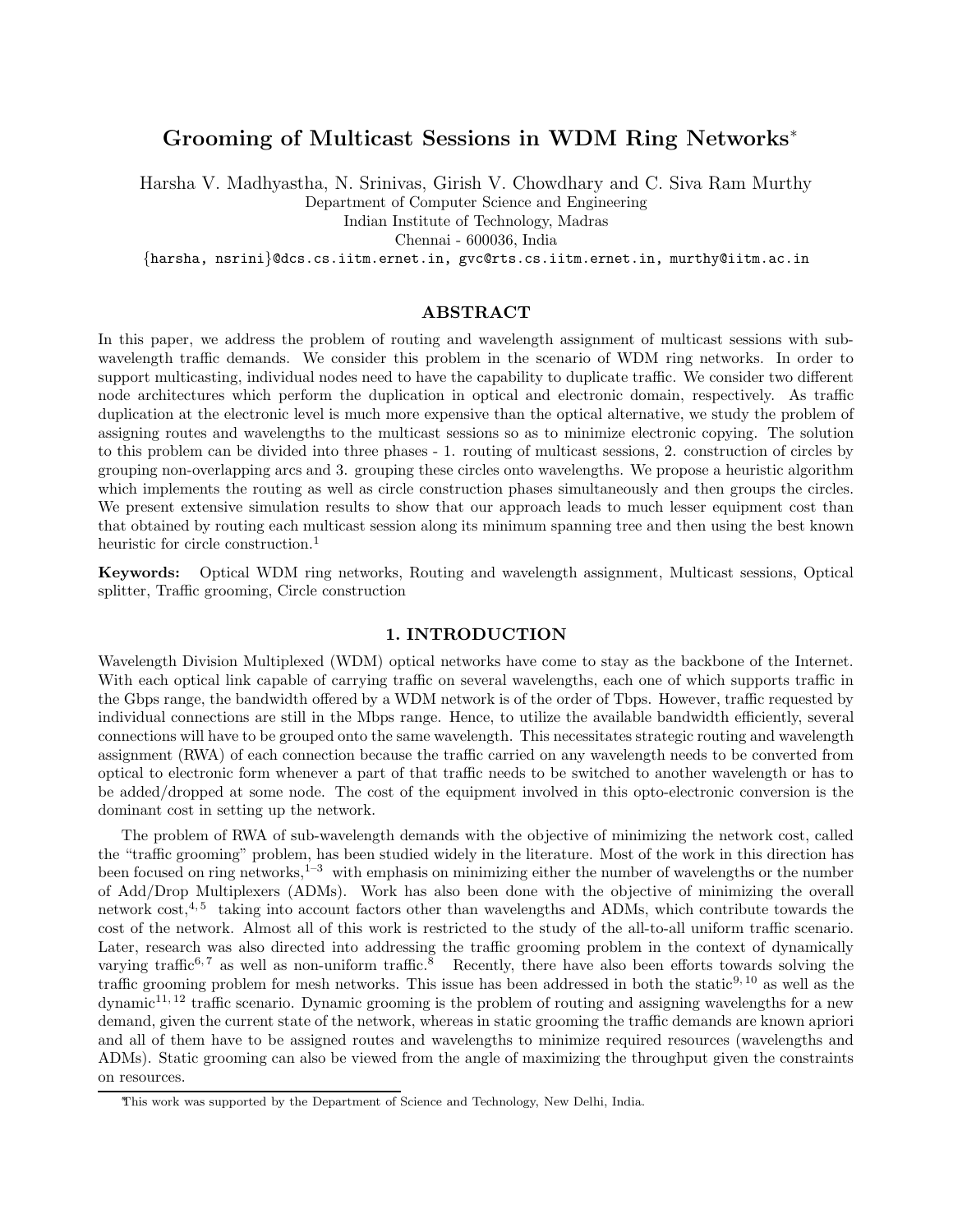# Grooming of Multicast Sessions in WDM Ring Networks*

Harsha V. Madhyastha, N. Srinivas, Girish V. Chowdhary and C. Siva Ram Murthy

Department of Computer Science and Engineering
Indian Institute of Technology, Madras
Chennai - 600036, India

{harsha, nsrini}@dcs.cs.iitm.ernet.in, gvc@rts.cs.iitm.ernet.in, murthy@iitm.ac.in

## ABSTRACT

In this paper, we address the problem of routing and wavelength assignment of multicast sessions with sub-wavelength traffic demands. We consider this problem in the scenario of WDM ring networks. In order to support multicasting, individual nodes need to have the capability to duplicate traffic. We consider two different node architectures which perform the duplication in optical and electronic domain, respectively. As traffic duplication at the electronic level is much more expensive than the optical alternative, we study the problem of assigning routes and wavelengths to the multicast sessions so as to minimize electronic copying. The solution to this problem can be divided into three phases - 1. routing of multicast sessions, 2. construction of circles by grouping non-overlapping arcs and 3. grouping these circles onto wavelengths. We propose a heuristic algorithm which implements the routing as well as circle construction phases simultaneously and then groups the circles. We present extensive simulation results to show that our approach leads to much lesser equipment cost than that obtained by routing each multicast session along its minimum spanning tree and then using the best known heuristic for circle construction.[1]

**Keywords:** Optical WDM ring networks, Routing and wavelength assignment, Multicast sessions, Optical splitter, Traffic grooming, Circle construction

## 1. INTRODUCTION

Wavelength Division Multiplexed (WDM) optical networks have come to stay as the backbone of the Internet. With each optical link capable of carrying traffic on several wavelengths, each one of which supports traffic in the Gbps range, the bandwidth offered by a WDM network is of the order of Tbps. However, traffic requested by individual connections are still in the Mbps range. Hence, to utilize the available bandwidth efficiently, several connections will have to be grouped onto the same wavelength. This necessitates strategic routing and wavelength assignment (RWA) of each connection because the traffic carried on any wavelength needs to be converted from optical to electronic form whenever a part of that traffic needs to be switched to another wavelength or has to be added/dropped at some node. The cost of the equipment involved in this opto-electronic conversion is the dominant cost in setting up the network.

The problem of RWA of sub-wavelength demands with the objective of minimizing the network cost, called the "traffic grooming" problem, has been studied widely in the literature. Most of the work in this direction has been focused on ring networks,[1–3] with emphasis on minimizing either the number of wavelengths or the number of Add/Drop Multiplexers (ADMs). Work has also been done with the objective of minimizing the overall network cost,[4,5] taking into account factors other than wavelengths and ADMs, which contribute towards the cost of the network. Almost all of this work is restricted to the study of the all-to-all uniform traffic scenario. Later, research was also directed into addressing the traffic grooming problem in the context of dynamically varying traffic[6,7] as well as non-uniform traffic.[8] Recently, there have also been efforts towards solving the traffic grooming problem for mesh networks. This issue has been addressed in both the static[9,10] as well as the dynamic[11,12] traffic scenario. Dynamic grooming is the problem of routing and assigning wavelengths for a new demand, given the current state of the network, whereas in static grooming the traffic demands are known apriori and all of them have to be assigned routes and wavelengths to minimize required resources (wavelengths and ADMs). Static grooming can also be viewed from the angle of maximizing the throughput given the constraints on resources.

*This work was supported by the Department of Science and Technology, New Delhi, India.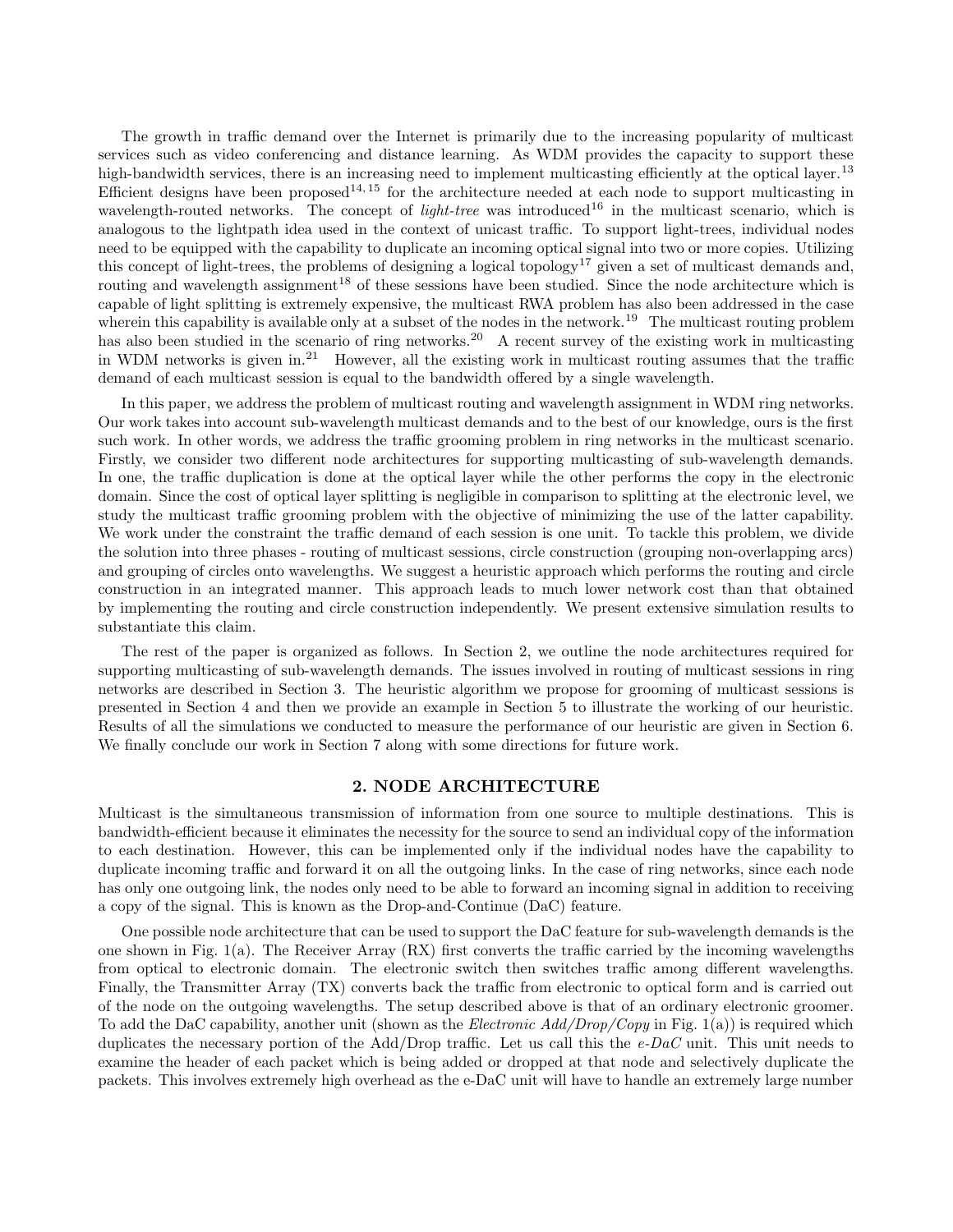The growth in traffic demand over the Internet is primarily due to the increasing popularity of multicast services such as video conferencing and distance learning. As WDM provides the capacity to support these high-bandwidth services, there is an increasing need to implement multicasting efficiently at the optical layer.[13] Efficient designs have been proposed[14,15] for the architecture needed at each node to support multicasting in wavelength-routed networks. The concept of *light-tree* was introduced[16] in the multicast scenario, which is analogous to the lightpath idea used in the context of unicast traffic. To support light-trees, individual nodes need to be equipped with the capability to duplicate an incoming optical signal into two or more copies. Utilizing this concept of light-trees, the problems of designing a logical topology[17] given a set of multicast demands and, routing and wavelength assignment[18] of these sessions have been studied. Since the node architecture which is capable of light splitting is extremely expensive, the multicast RWA problem has also been addressed in the case wherein this capability is available only at a subset of the nodes in the network.[19] The multicast routing problem has also been studied in the scenario of ring networks.[20] A recent survey of the existing work in multicasting in WDM networks is given in.[21] However, all the existing work in multicast routing assumes that the traffic demand of each multicast session is equal to the bandwidth offered by a single wavelength.

In this paper, we address the problem of multicast routing and wavelength assignment in WDM ring networks. Our work takes into account sub-wavelength multicast demands and to the best of our knowledge, ours is the first such work. In other words, we address the traffic grooming problem in ring networks in the multicast scenario. Firstly, we consider two different node architectures for supporting multicasting of sub-wavelength demands. In one, the traffic duplication is done at the optical layer while the other performs the copy in the electronic domain. Since the cost of optical layer splitting is negligible in comparison to splitting at the electronic level, we study the multicast traffic grooming problem with the objective of minimizing the use of the latter capability. We work under the constraint the traffic demand of each session is one unit. To tackle this problem, we divide the solution into three phases - routing of multicast sessions, circle construction (grouping non-overlapping arcs) and grouping of circles onto wavelengths. We suggest a heuristic approach which performs the routing and circle construction in an integrated manner. This approach leads to much lower network cost than that obtained by implementing the routing and circle construction independently. We present extensive simulation results to substantiate this claim.

The rest of the paper is organized as follows. In Section 2, we outline the node architectures required for supporting multicasting of sub-wavelength demands. The issues involved in routing of multicast sessions in ring networks are described in Section 3. The heuristic algorithm we propose for grooming of multicast sessions is presented in Section 4 and then we provide an example in Section 5 to illustrate the working of our heuristic. Results of all the simulations we conducted to measure the performance of our heuristic are given in Section 6. We finally conclude our work in Section 7 along with some directions for future work.

## 2. NODE ARCHITECTURE

Multicast is the simultaneous transmission of information from one source to multiple destinations. This is bandwidth-efficient because it eliminates the necessity for the source to send an individual copy of the information to each destination. However, this can be implemented only if the individual nodes have the capability to duplicate incoming traffic and forward it on all the outgoing links. In the case of ring networks, since each node has only one outgoing link, the nodes only need to be able to forward an incoming signal in addition to receiving a copy of the signal. This is known as the Drop-and-Continue (DaC) feature.

One possible node architecture that can be used to support the DaC feature for sub-wavelength demands is the one shown in Fig. 1(a). The Receiver Array (RX) first converts the traffic carried by the incoming wavelengths from optical to electronic domain. The electronic switch then switches traffic among different wavelengths. Finally, the Transmitter Array (TX) converts back the traffic from electronic to optical form and is carried out of the node on the outgoing wavelengths. The setup described above is that of an ordinary electronic groomer. To add the DaC capability, another unit (shown as the *Electronic Add/Drop/Copy* in Fig. 1(a)) is required which duplicates the necessary portion of the Add/Drop traffic. Let us call this the *e-DaC* unit. This unit needs to examine the header of each packet which is being added or dropped at that node and selectively duplicate the packets. This involves extremely high overhead as the e-DaC unit will have to handle an extremely large number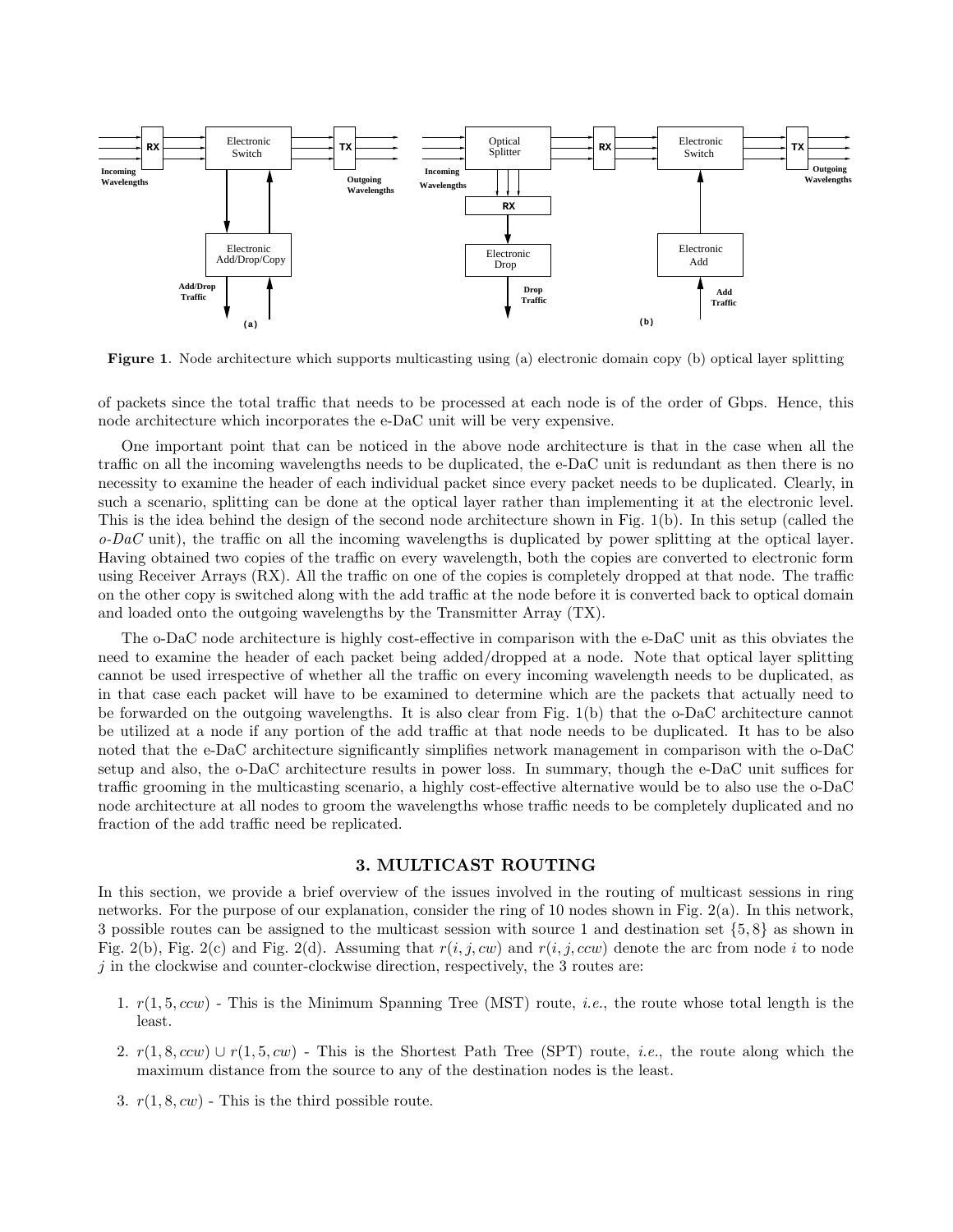RX
Electronic Switch
TX
Incoming Wavelengths
Outgoing Wavelengths
Electronic Add/Drop/Copy
Add/Drop Traffic
(a)

Optical Splitter
RX
Electronic Switch
TX
Incoming Wavelengths
Outgoing Wavelengths
RX
Electronic Drop
Drop Traffic
Electronic Add
Add Traffic
(b)

**Figure 1**. Node architecture which supports multicasting using (a) electronic domain copy (b) optical layer splitting

of packets since the total traffic that needs to be processed at each node is of the order of Gbps. Hence, this node architecture which incorporates the e-DaC unit will be very expensive.

One important point that can be noticed in the above node architecture is that in the case when all the traffic on all the incoming wavelengths needs to be duplicated, the e-DaC unit is redundant as then there is no necessity to examine the header of each individual packet since every packet needs to be duplicated. Clearly, in such a scenario, splitting can be done at the optical layer rather than implementing it at the electronic level. This is the idea behind the design of the second node architecture shown in Fig. 1(b). In this setup (called the *o-DaC* unit), the traffic on all the incoming wavelengths is duplicated by power splitting at the optical layer. Having obtained two copies of the traffic on every wavelength, both the copies are converted to electronic form using Receiver Arrays (RX). All the traffic on one of the copies is completely dropped at that node. The traffic on the other copy is switched along with the add traffic at the node before it is converted back to optical domain and loaded onto the outgoing wavelengths by the Transmitter Array (TX).

The o-DaC node architecture is highly cost-effective in comparison with the e-DaC unit as this obviates the need to examine the header of each packet being added/dropped at a node. Note that optical layer splitting cannot be used irrespective of whether all the traffic on every incoming wavelength needs to be duplicated, as in that case each packet will have to be examined to determine which are the packets that actually need to be forwarded on the outgoing wavelengths. It is also clear from Fig. 1(b) that the o-DaC architecture cannot be utilized at a node if any portion of the add traffic at that node needs to be duplicated. It has to be also noted that the e-DaC architecture significantly simplifies network management in comparison with the o-DaC setup and also, the o-DaC architecture results in power loss. In summary, though the e-DaC unit suffices for traffic grooming in the multicasting scenario, a highly cost-effective alternative would be to also use the o-DaC node architecture at all nodes to groom the wavelengths whose traffic needs to be completely duplicated and no fraction of the add traffic need be replicated.

## 3. MULTICAST ROUTING

In this section, we provide a brief overview of the issues involved in the routing of multicast sessions in ring networks. For the purpose of our explanation, consider the ring of 10 nodes shown in Fig. 2(a). In this network, 3 possible routes can be assigned to the multicast session with source 1 and destination set $\{5, 8\}$ as shown in Fig. 2(b), Fig. 2(c) and Fig. 2(d). Assuming that $r(i, j, cw)$ and $r(i, j, ccw)$ denote the arc from node $i$ to node $j$ in the clockwise and counter-clockwise direction, respectively, the 3 routes are:

1. $r(1, 5, ccw)$ - This is the Minimum Spanning Tree (MST) route, *i.e.*, the route whose total length is the least.
2. $r(1, 8, ccw) \cup r(1, 5, cw)$ - This is the Shortest Path Tree (SPT) route, *i.e.*, the route along which the maximum distance from the source to any of the destination nodes is the least.
3. $r(1, 8, cw)$ - This is the third possible route.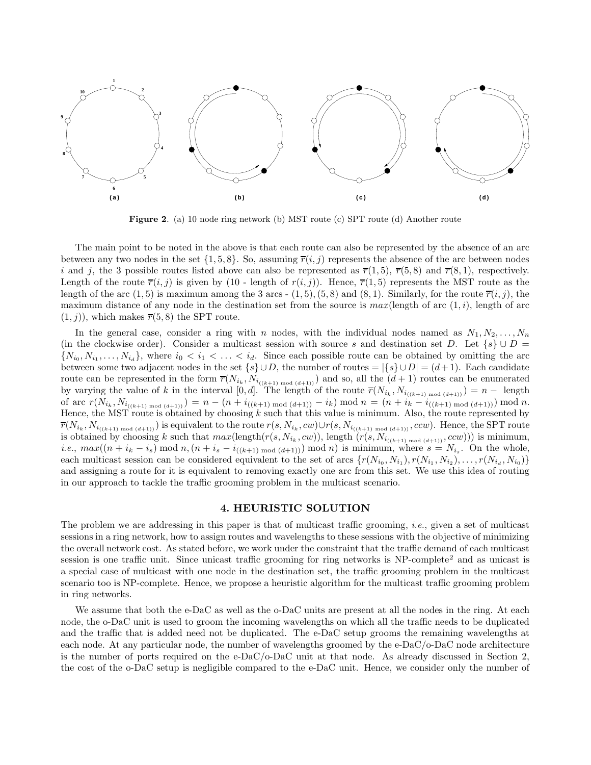**Figure 2**. (a) 10 node ring network (b) MST route (c) SPT route (d) Another route

The main point to be noted in the above is that each route can also be represented by the absence of an arc between any two nodes in the set $\{1, 5, 8\}$. So, assuming $\overline{r}(i, j)$ represents the absence of the arc between nodes $i$ and $j$, the 3 possible routes listed above can also be represented as $\overline{r}(1, 5)$, $\overline{r}(5, 8)$ and $\overline{r}(8, 1)$, respectively. Length of the route $\overline{r}(i, j)$ is given by (10 - length of $r(i, j)$). Hence, $\overline{r}(1, 5)$ represents the MST route as the length of the arc $(1, 5)$ is maximum among the 3 arcs - $(1, 5), (5, 8)$ and $(8, 1)$. Similarly, for the route $\overline{r}(i, j)$, the maximum distance of any node in the destination set from the source is $max$(length of arc $(1, i)$, length of arc $(1, j)$), which makes $\overline{r}(5, 8)$ the SPT route.

In the general case, consider a ring with $n$ nodes, with the individual nodes named as $N_1, N_2, \ldots, N_n$ (in the clockwise order). Consider a multicast session with source $s$ and destination set $D$. Let $\{s\} \cup D = \{N_{i_0}, N_{i_1}, \ldots, N_{i_d}\}$, where $i_0 < i_1 < \ldots < i_d$. Since each possible route can be obtained by omitting the arc between some two adjacent nodes in the set $\{s\} \cup D$, the number of routes $= |\{s\} \cup D| = (d+1)$. Each candidate route can be represented in the form $\overline{r}(N_{i_k}, N_{i_{((k+1) \bmod (d+1))}})$ and so, all the $(d+1)$ routes can be enumerated by varying the value of $k$ in the interval $[0, d]$. The length of the route $\overline{r}(N_{i_k}, N_{i_{((k+1) \bmod (d+1))}}) = n -$ length of arc $r(N_{i_k}, N_{i_{((k+1) \bmod (d+1))}}) = n - (n + i_{((k+1) \bmod (d+1))} - i_k) \bmod n = (n + i_k - i_{((k+1) \bmod (d+1))}) \bmod n$. Hence, the MST route is obtained by choosing $k$ such that this value is minimum. Also, the route represented by $\overline{r}(N_{i_k}, N_{i_{((k+1) \bmod (d+1))}})$ is equivalent to the route $r(s, N_{i_k}, cw) \cup r(s, N_{i_{((k+1) \bmod (d+1))}}, ccw)$. Hence, the SPT route is obtained by choosing $k$ such that $max$(length$(r(s, N_{i_k}, cw))$, length $(r(s, N_{i_{((k+1) \bmod (d+1))}}, ccw)))$ is minimum, *i.e.*, $max((n + i_k - i_s) \bmod n, (n + i_s - i_{((k+1) \bmod (d+1))}) \bmod n)$ is minimum, where $s = N_{i_s}$. On the whole, each multicast session can be considered equivalent to the set of arcs $\{r(N_{i_0}, N_{i_1}), r(N_{i_1}, N_{i_2}), \ldots, r(N_{i_d}, N_{i_0})\}$ and assigning a route for it is equivalent to removing exactly one arc from this set. We use this idea of routing in our approach to tackle the traffic grooming problem in the multicast scenario.

## 4. HEURISTIC SOLUTION

The problem we are addressing in this paper is that of multicast traffic grooming, *i.e.*, given a set of multicast sessions in a ring network, how to assign routes and wavelengths to these sessions with the objective of minimizing the overall network cost. As stated before, we work under the constraint that the traffic demand of each multicast session is one traffic unit. Since unicast traffic grooming for ring networks is NP-complete[2] and as unicast is a special case of multicast with one node in the destination set, the traffic grooming problem in the multicast scenario too is NP-complete. Hence, we propose a heuristic algorithm for the multicast traffic grooming problem in ring networks.

We assume that both the e-DaC as well as the o-DaC units are present at all the nodes in the ring. At each node, the o-DaC unit is used to groom the incoming wavelengths on which all the traffic needs to be duplicated and the traffic that is added need not be duplicated. The e-DaC setup grooms the remaining wavelengths at each node. At any particular node, the number of wavelengths groomed by the e-DaC/o-DaC node architecture is the number of ports required on the e-DaC/o-DaC unit at that node. As already discussed in Section 2, the cost of the o-DaC setup is negligible compared to the e-DaC unit. Hence, we consider only the number of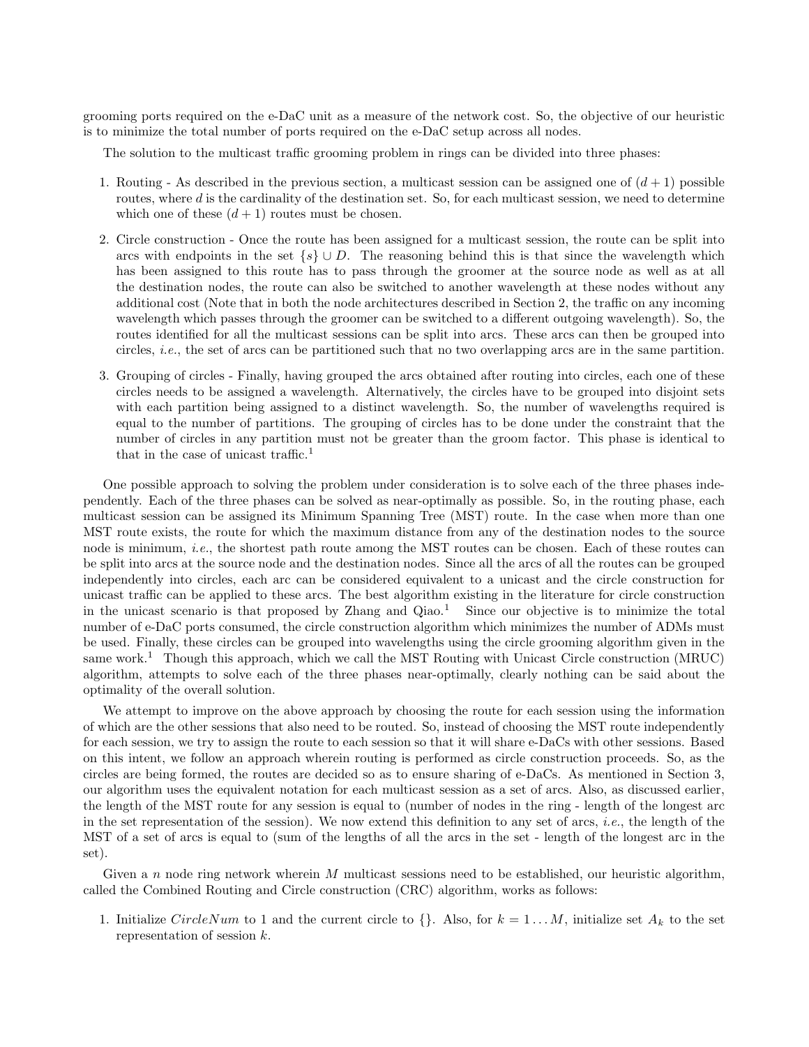grooming ports required on the e-DaC unit as a measure of the network cost. So, the objective of our heuristic is to minimize the total number of ports required on the e-DaC setup across all nodes.

The solution to the multicast traffic grooming problem in rings can be divided into three phases:

1. Routing - As described in the previous section, a multicast session can be assigned one of $(d+1)$ possible routes, where $d$ is the cardinality of the destination set. So, for each multicast session, we need to determine which one of these $(d+1)$ routes must be chosen.
2. Circle construction - Once the route has been assigned for a multicast session, the route can be split into arcs with endpoints in the set $\{s\} \cup D$. The reasoning behind this is that since the wavelength which has been assigned to this route has to pass through the groomer at the source node as well as at all the destination nodes, the route can also be switched to another wavelength at these nodes without any additional cost (Note that in both the node architectures described in Section 2, the traffic on any incoming wavelength which passes through the groomer can be switched to a different outgoing wavelength). So, the routes identified for all the multicast sessions can be split into arcs. These arcs can then be grouped into circles, *i.e.*, the set of arcs can be partitioned such that no two overlapping arcs are in the same partition.
3. Grouping of circles - Finally, having grouped the arcs obtained after routing into circles, each one of these circles needs to be assigned a wavelength. Alternatively, the circles have to be grouped into disjoint sets with each partition being assigned to a distinct wavelength. So, the number of wavelengths required is equal to the number of partitions. The grouping of circles has to be done under the constraint that the number of circles in any partition must not be greater than the groom factor. This phase is identical to that in the case of unicast traffic.[1]

One possible approach to solving the problem under consideration is to solve each of the three phases independently. Each of the three phases can be solved as near-optimally as possible. So, in the routing phase, each multicast session can be assigned its Minimum Spanning Tree (MST) route. In the case when more than one MST route exists, the route for which the maximum distance from any of the destination nodes to the source node is minimum, *i.e.*, the shortest path route among the MST routes can be chosen. Each of these routes can be split into arcs at the source node and the destination nodes. Since all the arcs of all the routes can be grouped independently into circles, each arc can be considered equivalent to a unicast and the circle construction for unicast traffic can be applied to these arcs. The best algorithm existing in the literature for circle construction in the unicast scenario is that proposed by Zhang and Qiao.[1] Since our objective is to minimize the total number of e-DaC ports consumed, the circle construction algorithm which minimizes the number of ADMs must be used. Finally, these circles can be grouped into wavelengths using the circle grooming algorithm given in the same work.[1] Though this approach, which we call the MST Routing with Unicast Circle construction (MRUC) algorithm, attempts to solve each of the three phases near-optimally, clearly nothing can be said about the optimality of the overall solution.

We attempt to improve on the above approach by choosing the route for each session using the information of which are the other sessions that also need to be routed. So, instead of choosing the MST route independently for each session, we try to assign the route to each session so that it will share e-DaCs with other sessions. Based on this intent, we follow an approach wherein routing is performed as circle construction proceeds. So, as the circles are being formed, the routes are decided so as to ensure sharing of e-DaCs. As mentioned in Section 3, our algorithm uses the equivalent notation for each multicast session as a set of arcs. Also, as discussed earlier, the length of the MST route for any session is equal to (number of nodes in the ring - length of the longest arc in the set representation of the session). We now extend this definition to any set of arcs, *i.e.*, the length of the MST of a set of arcs is equal to (sum of the lengths of all the arcs in the set - length of the longest arc in the set).

Given a $n$ node ring network wherein $M$ multicast sessions need to be established, our heuristic algorithm, called the Combined Routing and Circle construction (CRC) algorithm, works as follows:

1. Initialize $CircleNum$ to 1 and the current circle to $\{\}$. Also, for $k = 1 \ldots M$, initialize set $A_k$ to the set representation of session $k$.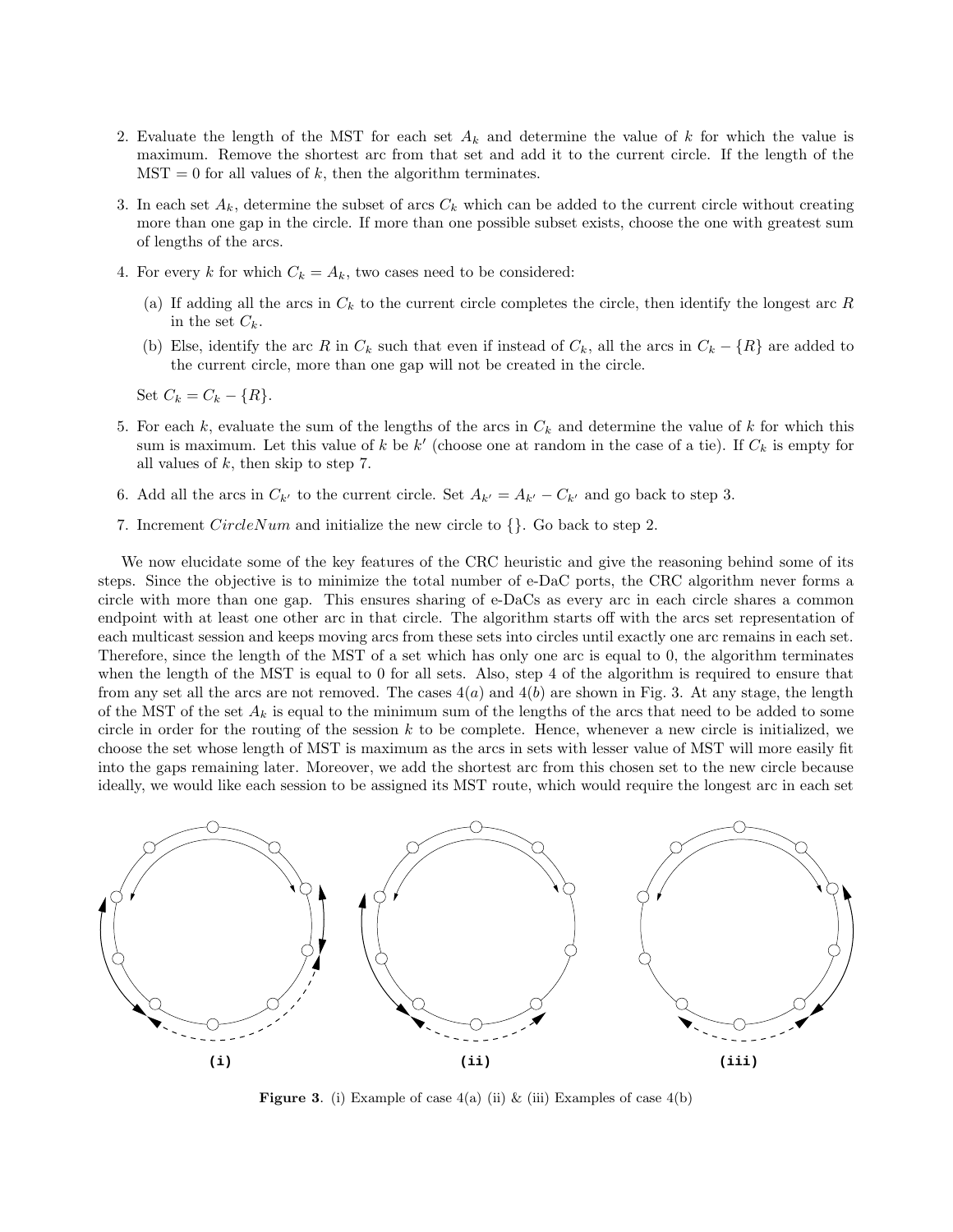2. Evaluate the length of the MST for each set $A_k$ and determine the value of $k$ for which the value is maximum. Remove the shortest arc from that set and add it to the current circle. If the length of the MST $= 0$ for all values of $k$, then the algorithm terminates.

3. In each set $A_k$, determine the subset of arcs $C_k$ which can be added to the current circle without creating more than one gap in the circle. If more than one possible subset exists, choose the one with greatest sum of lengths of the arcs.

4. For every $k$ for which $C_k = A_k$, two cases need to be considered:

   (a) If adding all the arcs in $C_k$ to the current circle completes the circle, then identify the longest arc $R$ in the set $C_k$.

   (b) Else, identify the arc $R$ in $C_k$ such that even if instead of $C_k$, all the arcs in $C_k - \{R\}$ are added to the current circle, more than one gap will not be created in the circle.

   Set $C_k = C_k - \{R\}$.

5. For each $k$, evaluate the sum of the lengths of the arcs in $C_k$ and determine the value of $k$ for which this sum is maximum. Let this value of $k$ be $k'$ (choose one at random in the case of a tie). If $C_k$ is empty for all values of $k$, then skip to step 7.

6. Add all the arcs in $C_{k'}$ to the current circle. Set $A_{k'} = A_{k'} - C_{k'}$ and go back to step 3.

7. Increment $CircleNum$ and initialize the new circle to $\{\}$. Go back to step 2.

We now elucidate some of the key features of the CRC heuristic and give the reasoning behind some of its steps. Since the objective is to minimize the total number of e-DaC ports, the CRC algorithm never forms a circle with more than one gap. This ensures sharing of e-DaCs as every arc in each circle shares a common endpoint with at least one other arc in that circle. The algorithm starts off with the arcs set representation of each multicast session and keeps moving arcs from these sets into circles until exactly one arc remains in each set. Therefore, since the length of the MST of a set which has only one arc is equal to 0, the algorithm terminates when the length of the MST is equal to 0 for all sets. Also, step 4 of the algorithm is required to ensure that from any set all the arcs are not removed. The cases $4(a)$ and $4(b)$ are shown in Fig. 3. At any stage, the length of the MST of the set $A_k$ is equal to the minimum sum of the lengths of the arcs that need to be added to some circle in order for the routing of the session $k$ to be complete. Hence, whenever a new circle is initialized, we choose the set whose length of MST is maximum as the arcs in sets with lesser value of MST will more easily fit into the gaps remaining later. Moreover, we add the shortest arc from this chosen set to the new circle because ideally, we would like each session to be assigned its MST route, which would require the longest arc in each set

**Figure 3**. (i) Example of case 4(a) (ii) & (iii) Examples of case 4(b)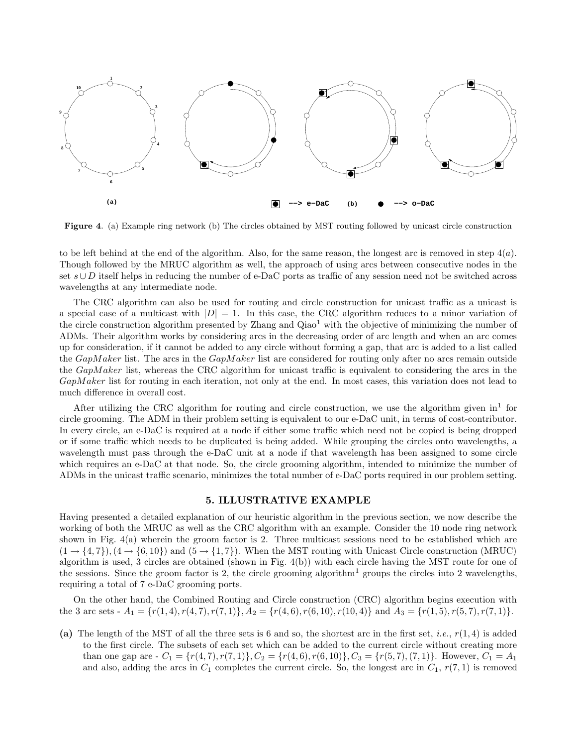**Figure 4**. (a) Example ring network (b) The circles obtained by MST routing followed by unicast circle construction

to be left behind at the end of the algorithm. Also, for the same reason, the longest arc is removed in step $4(a)$. Though followed by the MRUC algorithm as well, the approach of using arcs between consecutive nodes in the set $s \cup D$ itself helps in reducing the number of e-DaC ports as traffic of any session need not be switched across wavelengths at any intermediate node.

The CRC algorithm can also be used for routing and circle construction for unicast traffic as a unicast is a special case of a multicast with $|D| = 1$. In this case, the CRC algorithm reduces to a minor variation of the circle construction algorithm presented by Zhang and Qiao[1] with the objective of minimizing the number of ADMs. Their algorithm works by considering arcs in the decreasing order of arc length and when an arc comes up for consideration, if it cannot be added to any circle without forming a gap, that arc is added to a list called the *GapMaker* list. The arcs in the *GapMaker* list are considered for routing only after no arcs remain outside the *GapMaker* list, whereas the CRC algorithm for unicast traffic is equivalent to considering the arcs in the *GapMaker* list for routing in each iteration, not only at the end. In most cases, this variation does not lead to much difference in overall cost.

After utilizing the CRC algorithm for routing and circle construction, we use the algorithm given in[1] for circle grooming. The ADM in their problem setting is equivalent to our e-DaC unit, in terms of cost-contributor. In every circle, an e-DaC is required at a node if either some traffic which need not be copied is being dropped or if some traffic which needs to be duplicated is being added. While grouping the circles onto wavelengths, a wavelength must pass through the e-DaC unit at a node if that wavelength has been assigned to some circle which requires an e-DaC at that node. So, the circle grooming algorithm, intended to minimize the number of ADMs in the unicast traffic scenario, minimizes the total number of e-DaC ports required in our problem setting.

## 5. ILLUSTRATIVE EXAMPLE

Having presented a detailed explanation of our heuristic algorithm in the previous section, we now describe the working of both the MRUC as well as the CRC algorithm with an example. Consider the 10 node ring network shown in Fig. 4(a) wherein the groom factor is 2. Three multicast sessions need to be established which are $(1 \rightarrow \{4, 7\}), (4 \rightarrow \{6, 10\})$ and $(5 \rightarrow \{1, 7\})$. When the MST routing with Unicast Circle construction (MRUC) algorithm is used, 3 circles are obtained (shown in Fig. 4(b)) with each circle having the MST route for one of the sessions. Since the groom factor is 2, the circle grooming algorithm[1] groups the circles into 2 wavelengths, requiring a total of 7 e-DaC grooming ports.

On the other hand, the Combined Routing and Circle construction (CRC) algorithm begins execution with the 3 arc sets - $A_1 = \{r(1, 4), r(4, 7), r(7, 1)\}, A_2 = \{r(4, 6), r(6, 10), r(10, 4)\}$ and $A_3 = \{r(1, 5), r(5, 7), r(7, 1)\}$.

**(a)** The length of the MST of all the three sets is 6 and so, the shortest arc in the first set, *i.e.*, $r(1, 4)$ is added to the first circle. The subsets of each set which can be added to the current circle without creating more than one gap are - $C_1 = \{r(4, 7), r(7, 1)\}, C_2 = \{r(4, 6), r(6, 10)\}, C_3 = \{r(5, 7), (7, 1)\}$. However, $C_1 = A_1$ and also, adding the arcs in $C_1$ completes the current circle. So, the longest arc in $C_1$, $r(7, 1)$ is removed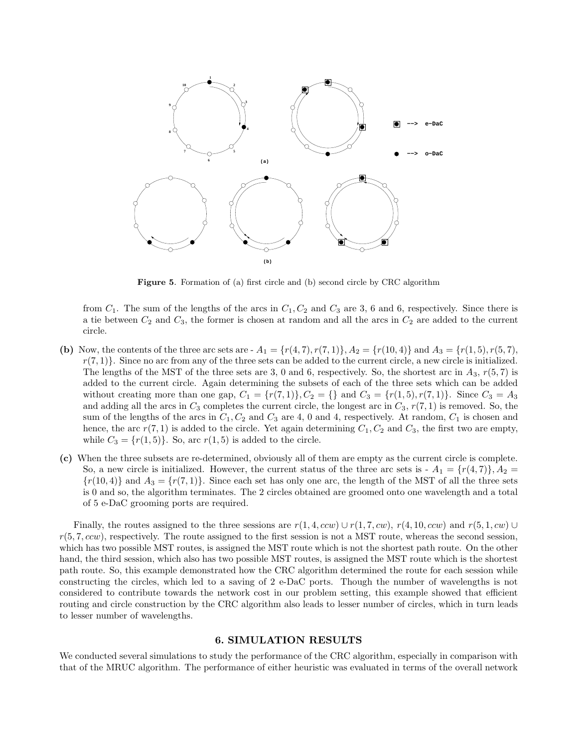**Figure 5**. Formation of (a) first circle and (b) second circle by CRC algorithm

from $C_1$. The sum of the lengths of the arcs in $C_1, C_2$ and $C_3$ are 3, 6 and 6, respectively. Since there is a tie between $C_2$ and $C_3$, the former is chosen at random and all the arcs in $C_2$ are added to the current circle.

**(b)** Now, the contents of the three arc sets are - $A_1 = \{r(4,7), r(7,1)\}, A_2 = \{r(10,4)\}$ and $A_3 = \{r(1,5), r(5,7), r(7,1)\}$. Since no arc from any of the three sets can be added to the current circle, a new circle is initialized. The lengths of the MST of the three sets are 3, 0 and 6, respectively. So, the shortest arc in $A_3$, $r(5,7)$ is added to the current circle. Again determining the subsets of each of the three sets which can be added without creating more than one gap, $C_1 = \{r(7,1)\}, C_2 = \{\}$ and $C_3 = \{r(1,5), r(7,1)\}$. Since $C_3 = A_3$ and adding all the arcs in $C_3$ completes the current circle, the longest arc in $C_3$, $r(7,1)$ is removed. So, the sum of the lengths of the arcs in $C_1, C_2$ and $C_3$ are 4, 0 and 4, respectively. At random, $C_1$ is chosen and hence, the arc $r(7,1)$ is added to the circle. Yet again determining $C_1, C_2$ and $C_3$, the first two are empty, while $C_3 = \{r(1,5)\}$. So, arc $r(1,5)$ is added to the circle.

**(c)** When the three subsets are re-determined, obviously all of them are empty as the current circle is complete. So, a new circle is initialized. However, the current status of the three arc sets is - $A_1 = \{r(4,7)\}, A_2 = \{r(10,4)\}$ and $A_3 = \{r(7,1)\}$. Since each set has only one arc, the length of the MST of all the three sets is 0 and so, the algorithm terminates. The 2 circles obtained are groomed onto one wavelength and a total of 5 e-DaC grooming ports are required.

Finally, the routes assigned to the three sessions are $r(1,4,ccw) \cup r(1,7,cw)$, $r(4,10,ccw)$ and $r(5,1,cw) \cup r(5,7,ccw)$, respectively. The route assigned to the first session is not a MST route, whereas the second session, which has two possible MST routes, is assigned the MST route which is not the shortest path route. On the other hand, the third session, which also has two possible MST routes, is assigned the MST route which is the shortest path route. So, this example demonstrated how the CRC algorithm determined the route for each session while constructing the circles, which led to a saving of 2 e-DaC ports. Though the number of wavelengths is not considered to contribute towards the network cost in our problem setting, this example showed that efficient routing and circle construction by the CRC algorithm also leads to lesser number of circles, which in turn leads to lesser number of wavelengths.

## 6. SIMULATION RESULTS

We conducted several simulations to study the performance of the CRC algorithm, especially in comparison with that of the MRUC algorithm. The performance of either heuristic was evaluated in terms of the overall network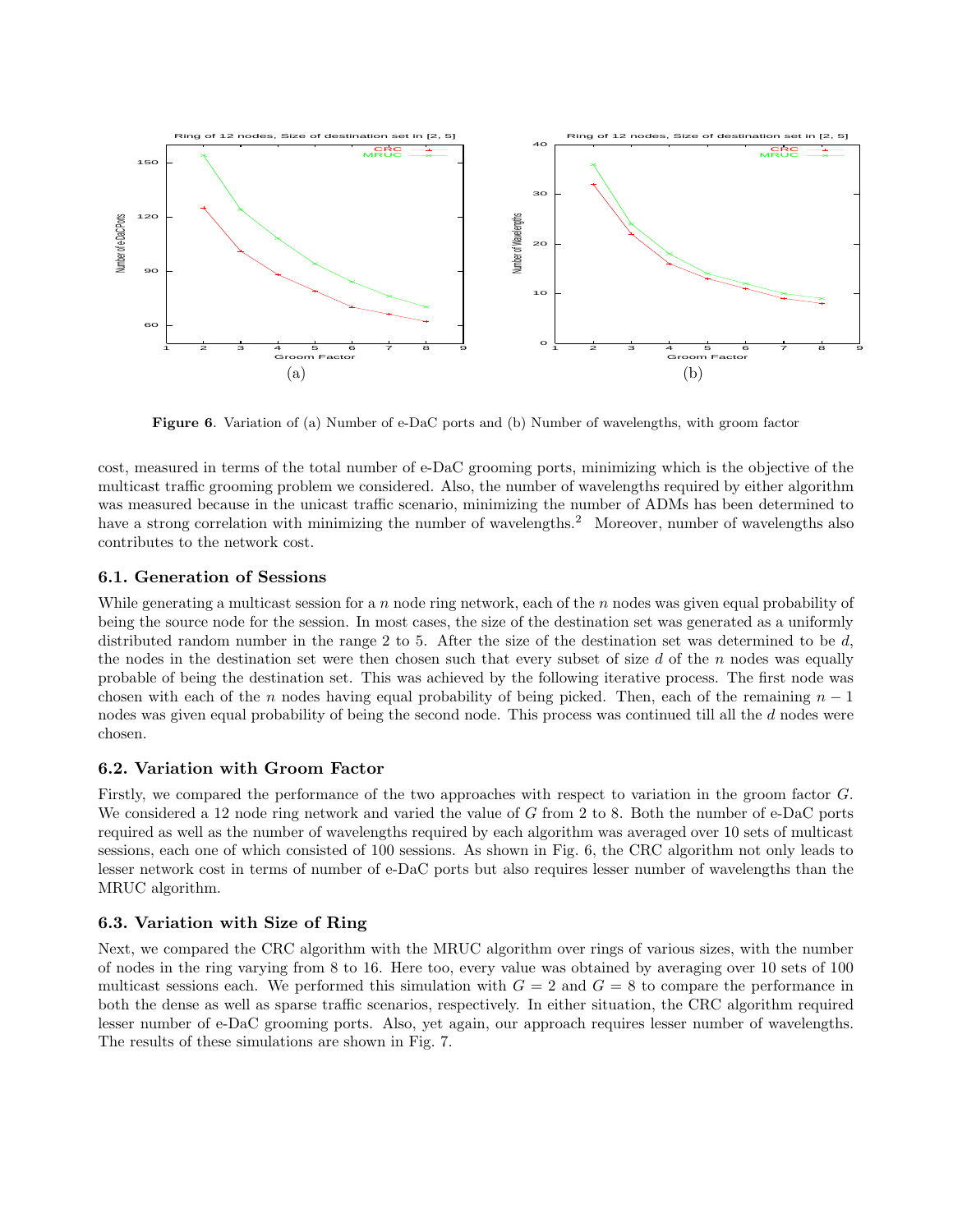**Figure 6**. Variation of (a) Number of e-DaC ports and (b) Number of wavelengths, with groom factor

cost, measured in terms of the total number of e-DaC grooming ports, minimizing which is the objective of the multicast traffic grooming problem we considered. Also, the number of wavelengths required by either algorithm was measured because in the unicast traffic scenario, minimizing the number of ADMs has been determined to have a strong correlation with minimizing the number of wavelengths.[2] Moreover, number of wavelengths also contributes to the network cost.

### 6.1. Generation of Sessions

While generating a multicast session for a $n$ node ring network, each of the $n$ nodes was given equal probability of being the source node for the session. In most cases, the size of the destination set was generated as a uniformly distributed random number in the range 2 to 5. After the size of the destination set was determined to be $d$, the nodes in the destination set were then chosen such that every subset of size $d$ of the $n$ nodes was equally probable of being the destination set. This was achieved by the following iterative process. The first node was chosen with each of the $n$ nodes having equal probability of being picked. Then, each of the remaining $n - 1$ nodes was given equal probability of being the second node. This process was continued till all the $d$ nodes were chosen.

### 6.2. Variation with Groom Factor

Firstly, we compared the performance of the two approaches with respect to variation in the groom factor $G$. We considered a 12 node ring network and varied the value of $G$ from 2 to 8. Both the number of e-DaC ports required as well as the number of wavelengths required by each algorithm was averaged over 10 sets of multicast sessions, each one of which consisted of 100 sessions. As shown in Fig. 6, the CRC algorithm not only leads to lesser network cost in terms of number of e-DaC ports but also requires lesser number of wavelengths than the MRUC algorithm.

### 6.3. Variation with Size of Ring

Next, we compared the CRC algorithm with the MRUC algorithm over rings of various sizes, with the number of nodes in the ring varying from 8 to 16. Here too, every value was obtained by averaging over 10 sets of 100 multicast sessions each. We performed this simulation with $G = 2$ and $G = 8$ to compare the performance in both the dense as well as sparse traffic scenarios, respectively. In either situation, the CRC algorithm required lesser number of e-DaC grooming ports. Also, yet again, our approach requires lesser number of wavelengths. The results of these simulations are shown in Fig. 7.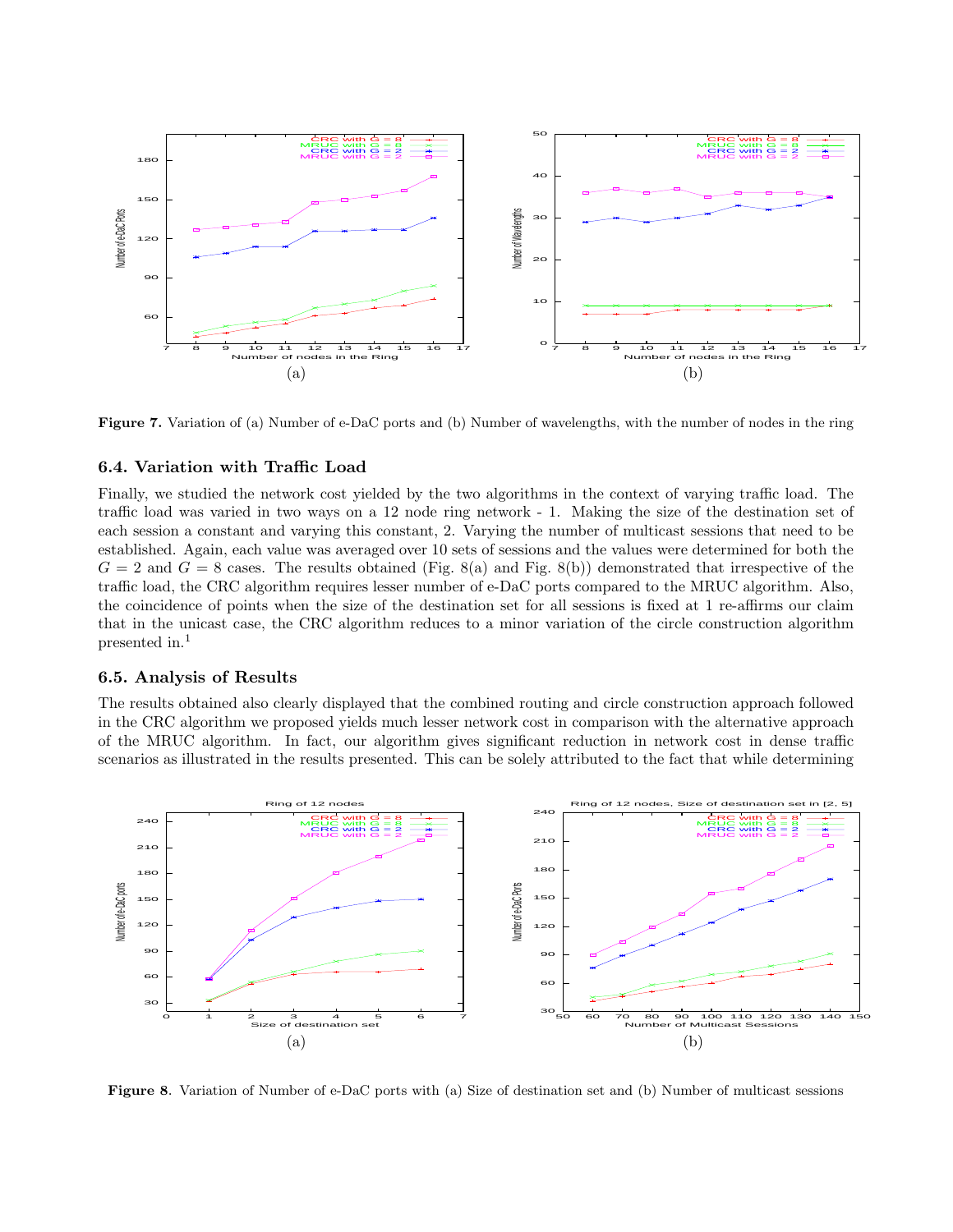**Figure 7.** Variation of (a) Number of e-DaC ports and (b) Number of wavelengths, with the number of nodes in the ring

### 6.4. Variation with Traffic Load

Finally, we studied the network cost yielded by the two algorithms in the context of varying traffic load. The traffic load was varied in two ways on a 12 node ring network - 1. Making the size of the destination set of each session a constant and varying this constant, 2. Varying the number of multicast sessions that need to be established. Again, each value was averaged over 10 sets of sessions and the values were determined for both the $G = 2$ and $G = 8$ cases. The results obtained (Fig. 8(a) and Fig. 8(b)) demonstrated that irrespective of the traffic load, the CRC algorithm requires lesser number of e-DaC ports compared to the MRUC algorithm. Also, the coincidence of points when the size of the destination set for all sessions is fixed at 1 re-affirms our claim that in the unicast case, the CRC algorithm reduces to a minor variation of the circle construction algorithm presented in.[1]

### 6.5. Analysis of Results

The results obtained also clearly displayed that the combined routing and circle construction approach followed in the CRC algorithm we proposed yields much lesser network cost in comparison with the alternative approach of the MRUC algorithm. In fact, our algorithm gives significant reduction in network cost in dense traffic scenarios as illustrated in the results presented. This can be solely attributed to the fact that while determining

**Figure 8**. Variation of Number of e-DaC ports with (a) Size of destination set and (b) Number of multicast sessions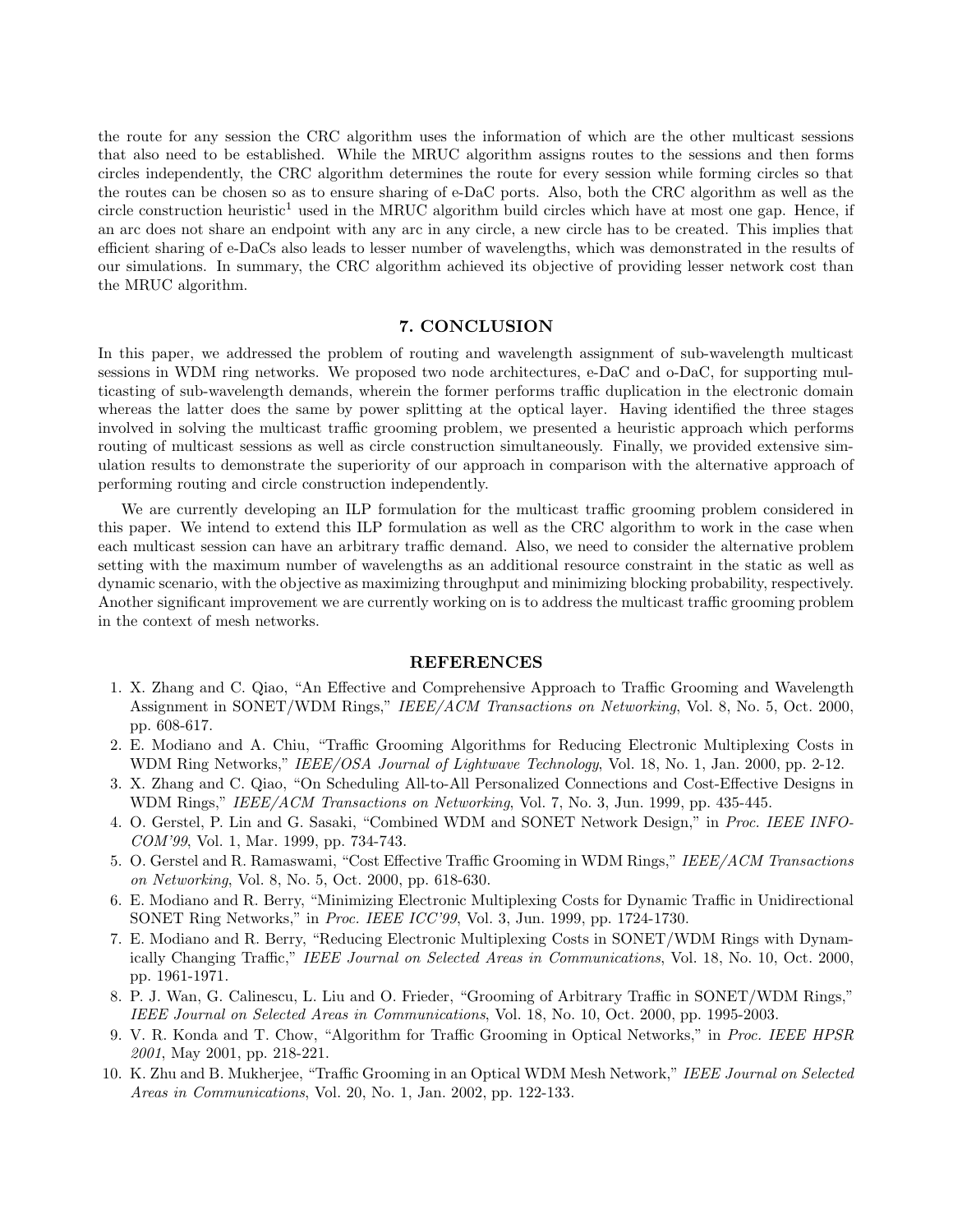the route for any session the CRC algorithm uses the information of which are the other multicast sessions that also need to be established. While the MRUC algorithm assigns routes to the sessions and then forms circles independently, the CRC algorithm determines the route for every session while forming circles so that the routes can be chosen so as to ensure sharing of e-DaC ports. Also, both the CRC algorithm as well as the circle construction heuristic[1] used in the MRUC algorithm build circles which have at most one gap. Hence, if an arc does not share an endpoint with any arc in any circle, a new circle has to be created. This implies that efficient sharing of e-DaCs also leads to lesser number of wavelengths, which was demonstrated in the results of our simulations. In summary, the CRC algorithm achieved its objective of providing lesser network cost than the MRUC algorithm.

## 7. CONCLUSION

In this paper, we addressed the problem of routing and wavelength assignment of sub-wavelength multicast sessions in WDM ring networks. We proposed two node architectures, e-DaC and o-DaC, for supporting multicasting of sub-wavelength demands, wherein the former performs traffic duplication in the electronic domain whereas the latter does the same by power splitting at the optical layer. Having identified the three stages involved in solving the multicast traffic grooming problem, we presented a heuristic approach which performs routing of multicast sessions as well as circle construction simultaneously. Finally, we provided extensive simulation results to demonstrate the superiority of our approach in comparison with the alternative approach of performing routing and circle construction independently.

We are currently developing an ILP formulation for the multicast traffic grooming problem considered in this paper. We intend to extend this ILP formulation as well as the CRC algorithm to work in the case when each multicast session can have an arbitrary traffic demand. Also, we need to consider the alternative problem setting with the maximum number of wavelengths as an additional resource constraint in the static as well as dynamic scenario, with the objective as maximizing throughput and minimizing blocking probability, respectively. Another significant improvement we are currently working on is to address the multicast traffic grooming problem in the context of mesh networks.

## REFERENCES

1. X. Zhang and C. Qiao, "An Effective and Comprehensive Approach to Traffic Grooming and Wavelength Assignment in SONET/WDM Rings," *IEEE/ACM Transactions on Networking*, Vol. 8, No. 5, Oct. 2000, pp. 608-617.
2. E. Modiano and A. Chiu, "Traffic Grooming Algorithms for Reducing Electronic Multiplexing Costs in WDM Ring Networks," *IEEE/OSA Journal of Lightwave Technology*, Vol. 18, No. 1, Jan. 2000, pp. 2-12.
3. X. Zhang and C. Qiao, "On Scheduling All-to-All Personalized Connections and Cost-Effective Designs in WDM Rings," *IEEE/ACM Transactions on Networking*, Vol. 7, No. 3, Jun. 1999, pp. 435-445.
4. O. Gerstel, P. Lin and G. Sasaki, "Combined WDM and SONET Network Design," in *Proc. IEEE INFOCOM'99*, Vol. 1, Mar. 1999, pp. 734-743.
5. O. Gerstel and R. Ramaswami, "Cost Effective Traffic Grooming in WDM Rings," *IEEE/ACM Transactions on Networking*, Vol. 8, No. 5, Oct. 2000, pp. 618-630.
6. E. Modiano and R. Berry, "Minimizing Electronic Multiplexing Costs for Dynamic Traffic in Unidirectional SONET Ring Networks," in *Proc. IEEE ICC'99*, Vol. 3, Jun. 1999, pp. 1724-1730.
7. E. Modiano and R. Berry, "Reducing Electronic Multiplexing Costs in SONET/WDM Rings with Dynamically Changing Traffic," *IEEE Journal on Selected Areas in Communications*, Vol. 18, No. 10, Oct. 2000, pp. 1961-1971.
8. P. J. Wan, G. Calinescu, L. Liu and O. Frieder, "Grooming of Arbitrary Traffic in SONET/WDM Rings," *IEEE Journal on Selected Areas in Communications*, Vol. 18, No. 10, Oct. 2000, pp. 1995-2003.
9. V. R. Konda and T. Chow, "Algorithm for Traffic Grooming in Optical Networks," in *Proc. IEEE HPSR 2001*, May 2001, pp. 218-221.
10. K. Zhu and B. Mukherjee, "Traffic Grooming in an Optical WDM Mesh Network," *IEEE Journal on Selected Areas in Communications*, Vol. 20, No. 1, Jan. 2002, pp. 122-133.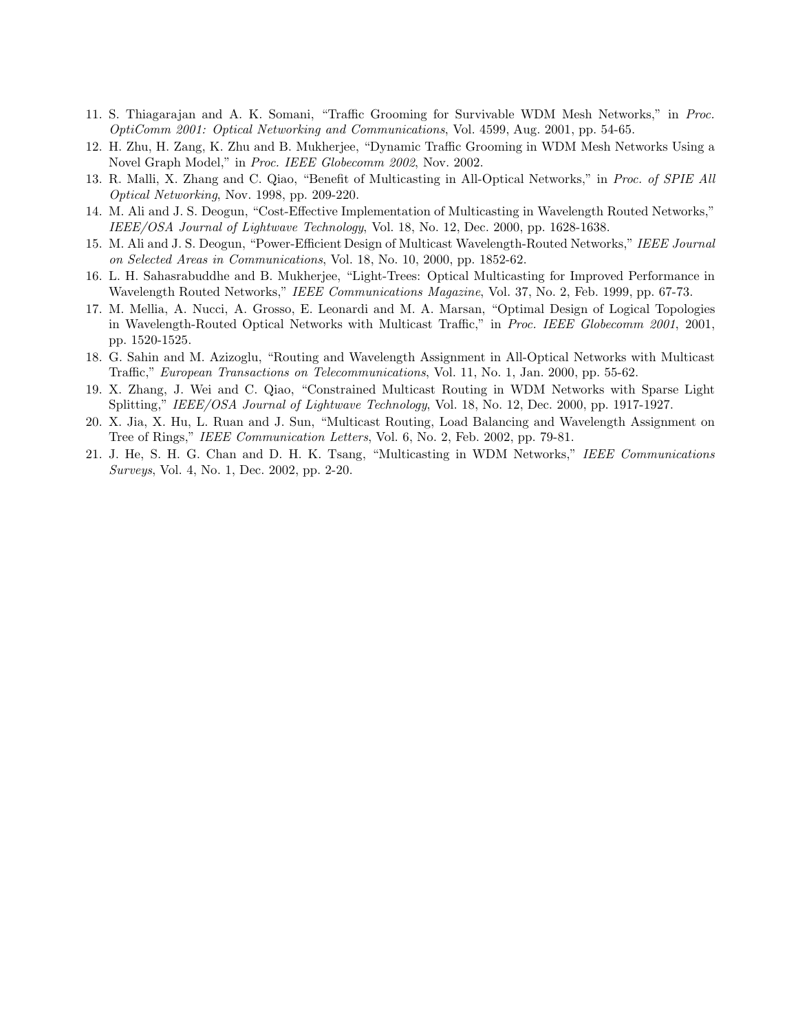11. S. Thiagarajan and A. K. Somani, "Traffic Grooming for Survivable WDM Mesh Networks," in *Proc. OptiComm 2001: Optical Networking and Communications*, Vol. 4599, Aug. 2001, pp. 54-65.
12. H. Zhu, H. Zang, K. Zhu and B. Mukherjee, "Dynamic Traffic Grooming in WDM Mesh Networks Using a Novel Graph Model," in *Proc. IEEE Globecomm 2002*, Nov. 2002.
13. R. Malli, X. Zhang and C. Qiao, "Benefit of Multicasting in All-Optical Networks," in *Proc. of SPIE All Optical Networking*, Nov. 1998, pp. 209-220.
14. M. Ali and J. S. Deogun, "Cost-Effective Implementation of Multicasting in Wavelength Routed Networks," *IEEE/OSA Journal of Lightwave Technology*, Vol. 18, No. 12, Dec. 2000, pp. 1628-1638.
15. M. Ali and J. S. Deogun, "Power-Efficient Design of Multicast Wavelength-Routed Networks," *IEEE Journal on Selected Areas in Communications*, Vol. 18, No. 10, 2000, pp. 1852-62.
16. L. H. Sahasrabuddhe and B. Mukherjee, "Light-Trees: Optical Multicasting for Improved Performance in Wavelength Routed Networks," *IEEE Communications Magazine*, Vol. 37, No. 2, Feb. 1999, pp. 67-73.
17. M. Mellia, A. Nucci, A. Grosso, E. Leonardi and M. A. Marsan, "Optimal Design of Logical Topologies in Wavelength-Routed Optical Networks with Multicast Traffic," in *Proc. IEEE Globecomm 2001*, 2001, pp. 1520-1525.
18. G. Sahin and M. Azizoglu, "Routing and Wavelength Assignment in All-Optical Networks with Multicast Traffic," *European Transactions on Telecommunications*, Vol. 11, No. 1, Jan. 2000, pp. 55-62.
19. X. Zhang, J. Wei and C. Qiao, "Constrained Multicast Routing in WDM Networks with Sparse Light Splitting," *IEEE/OSA Journal of Lightwave Technology*, Vol. 18, No. 12, Dec. 2000, pp. 1917-1927.
20. X. Jia, X. Hu, L. Ruan and J. Sun, "Multicast Routing, Load Balancing and Wavelength Assignment on Tree of Rings," *IEEE Communication Letters*, Vol. 6, No. 2, Feb. 2002, pp. 79-81.
21. J. He, S. H. G. Chan and D. H. K. Tsang, "Multicasting in WDM Networks," *IEEE Communications Surveys*, Vol. 4, No. 1, Dec. 2002, pp. 2-20.